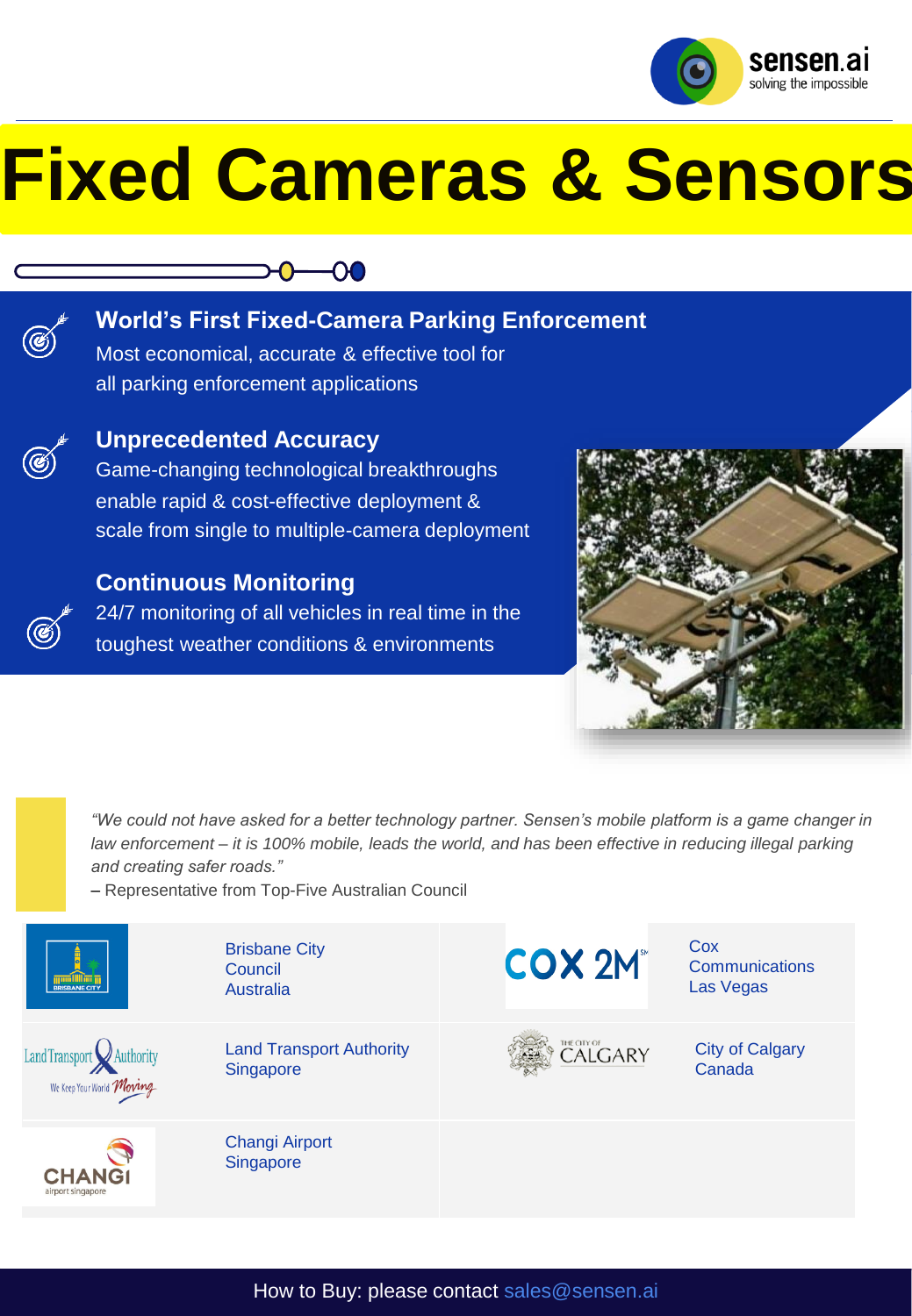sensen.ai
solving the impossible

# Fixed Cameras & Sensors

### World's First Fixed-Camera Parking Enforcement

Most economical, accurate & effective tool for all parking enforcement applications

### Unprecedented Accuracy

Game-changing technological breakthroughs enable rapid & cost-effective deployment & scale from single to multiple-camera deployment

### Continuous Monitoring

24/7 monitoring of all vehicles in real time in the toughest weather conditions & environments

*"We could not have asked for a better technology partner. Sensen's mobile platform is a game changer in law enforcement – it is 100% mobile, leads the world, and has been effective in reducing illegal parking and creating safer roads."*

– Representative from Top-Five Australian Council

| | | | |
|---|---|---|---|
| BRISBANE CITY | Brisbane City Council Australia | COX 2M | Cox Communications Las Vegas |
| Land Transport Authority – We Keep Your World Moving | Land Transport Authority Singapore | THE CITY OF CALGARY | City of Calgary Canada |
| CHANGI airport singapore | Changi Airport Singapore | | |

How to Buy: please contact sales@sensen.ai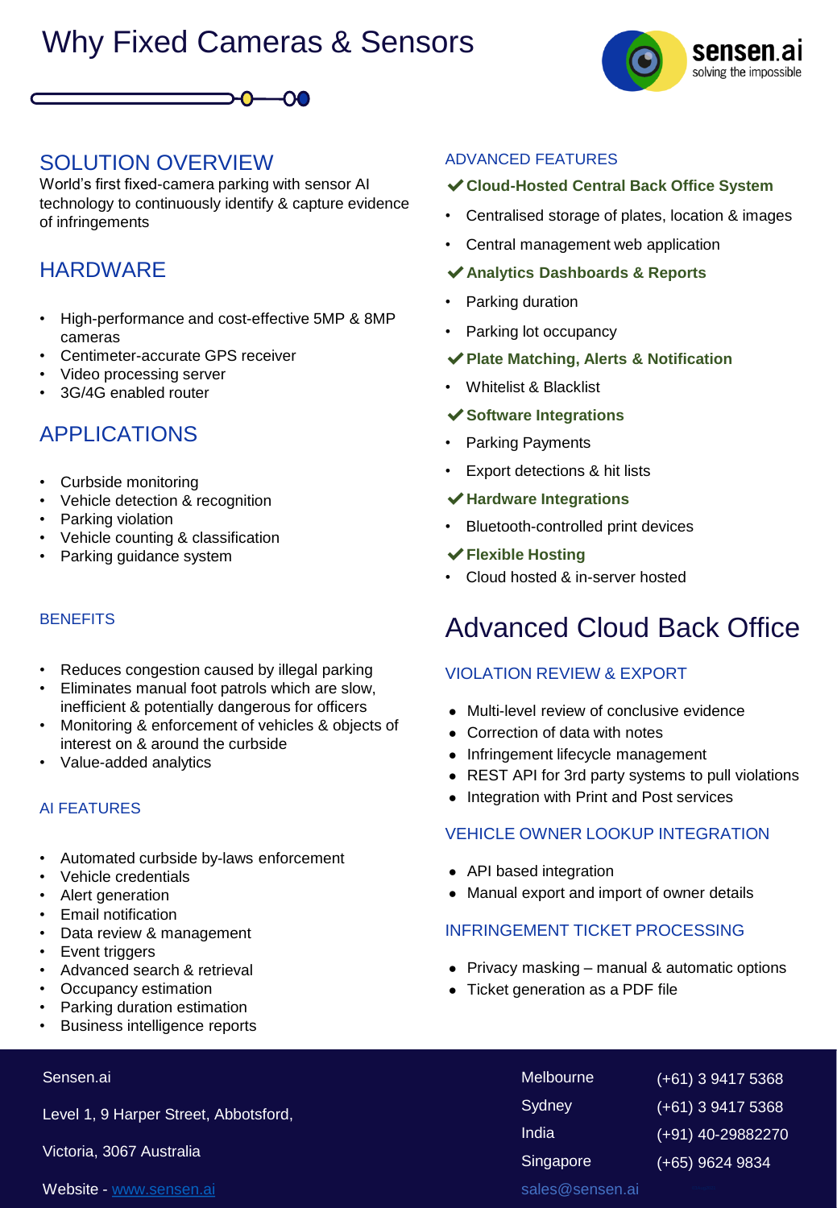# Why Fixed Cameras & Sensors

sensen.ai
solving the impossible

## SOLUTION OVERVIEW

World's first fixed-camera parking with sensor AI technology to continuously identify & capture evidence of infringements

## HARDWARE

- High-performance and cost-effective 5MP & 8MP cameras
- Centimeter-accurate GPS receiver
- Video processing server
- 3G/4G enabled router

## APPLICATIONS

- Curbside monitoring
- Vehicle detection & recognition
- Parking violation
- Vehicle counting & classification
- Parking guidance system

### BENEFITS

- Reduces congestion caused by illegal parking
- Eliminates manual foot patrols which are slow, inefficient & potentially dangerous for officers
- Monitoring & enforcement of vehicles & objects of interest on & around the curbside
- Value-added analytics

### AI FEATURES

- Automated curbside by-laws enforcement
- Vehicle credentials
- Alert generation
- Email notification
- Data review & management
- Event triggers
- Advanced search & retrieval
- Occupancy estimation
- Parking duration estimation
- Business intelligence reports

### ADVANCED FEATURES

**✔ Cloud-Hosted Central Back Office System**

- Centralised storage of plates, location & images
- Central management web application

**✔ Analytics Dashboards & Reports**

- Parking duration
- Parking lot occupancy

**✔ Plate Matching, Alerts & Notification**

- Whitelist & Blacklist

**✔ Software Integrations**

- Parking Payments
- Export detections & hit lists

**✔ Hardware Integrations**

- Bluetooth-controlled print devices

**✔ Flexible Hosting**

- Cloud hosted & in-server hosted

## Advanced Cloud Back Office

### VIOLATION REVIEW & EXPORT

- Multi-level review of conclusive evidence
- Correction of data with notes
- Infringement lifecycle management
- REST API for 3rd party systems to pull violations
- Integration with Print and Post services

### VEHICLE OWNER LOOKUP INTEGRATION

- API based integration
- Manual export and import of owner details

### INFRINGEMENT TICKET PROCESSING

- Privacy masking – manual & automatic options
- Ticket generation as a PDF file

Sensen.ai

Level 1, 9 Harper Street, Abbotsford,

Victoria, 3067 Australia

Website - www.sensen.ai

| | |
|---|---|
| Melbourne | (+61) 3 9417 5368 |
| Sydney | (+61) 3 9417 5368 |
| India | (+91) 40-29882270 |
| Singapore | (+65) 9624 9834 |

sales@sensen.ai